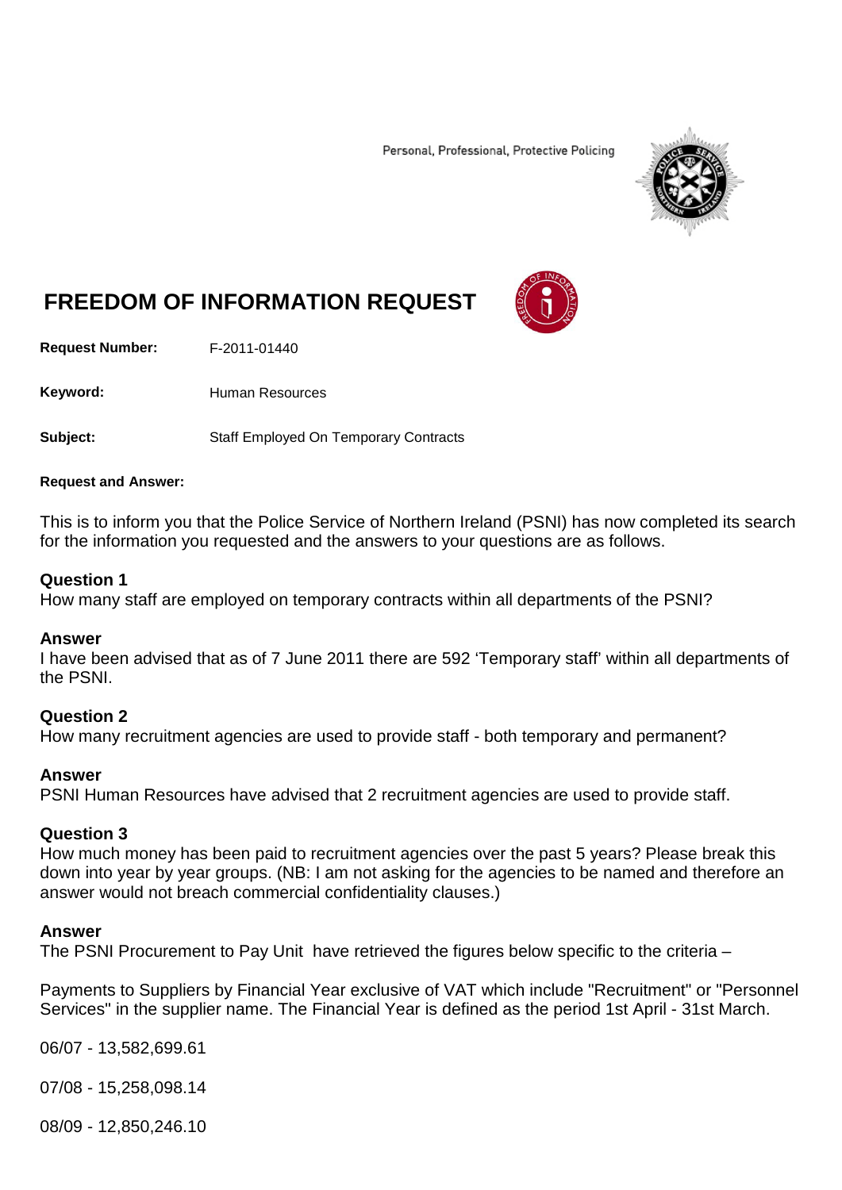Personal, Professional, Protective Policing

# FREEDOM OF INFORMATION REQUEST

**Request Number:** F-2011-01440

**Keyword:** Human Resources

**Subject:** Staff Employed On Temporary Contracts

**Request and Answer:**

This is to inform you that the Police Service of Northern Ireland (PSNI) has now completed its search for the information you requested and the answers to your questions are as follows.

### Question 1

How many staff are employed on temporary contracts within all departments of the PSNI?

### Answer

I have been advised that as of 7 June 2011 there are 592 'Temporary staff' within all departments of the PSNI.

### Question 2

How many recruitment agencies are used to provide staff - both temporary and permanent?

### Answer

PSNI Human Resources have advised that 2 recruitment agencies are used to provide staff.

### Question 3

How much money has been paid to recruitment agencies over the past 5 years? Please break this down into year by year groups. (NB: I am not asking for the agencies to be named and therefore an answer would not breach commercial confidentiality clauses.)

### Answer

The PSNI Procurement to Pay Unit have retrieved the figures below specific to the criteria –

Payments to Suppliers by Financial Year exclusive of VAT which include "Recruitment" or "Personnel Services" in the supplier name. The Financial Year is defined as the period 1st April - 31st March.

06/07 - 13,582,699.61

07/08 - 15,258,098.14

08/09 - 12,850,246.10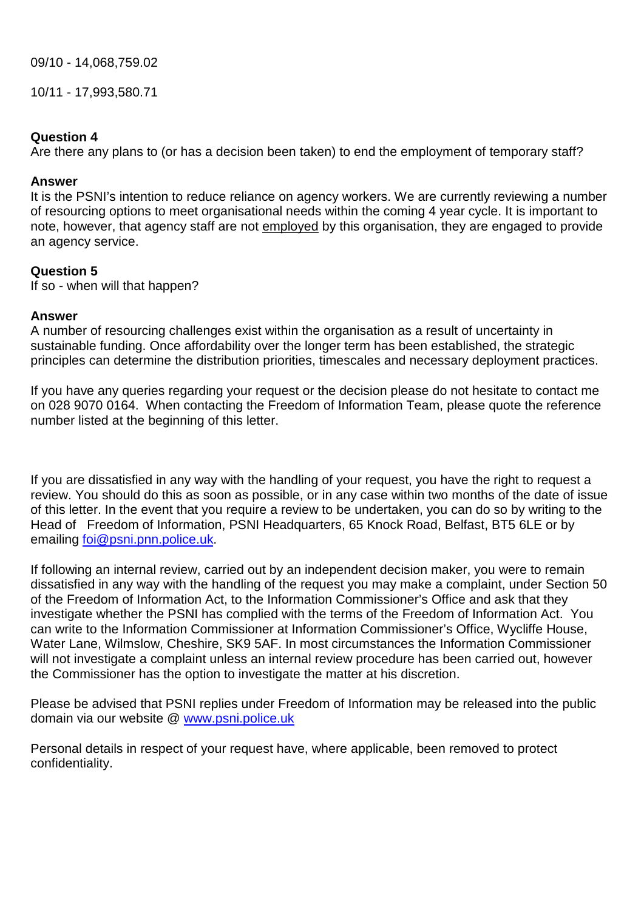09/10 - 14,068,759.02

10/11 - 17,993,580.71

**Question 4**
Are there any plans to (or has a decision been taken) to end the employment of temporary staff?

**Answer**
It is the PSNI's intention to reduce reliance on agency workers. We are currently reviewing a number of resourcing options to meet organisational needs within the coming 4 year cycle. It is important to note, however, that agency staff are not employed by this organisation, they are engaged to provide an agency service.

**Question 5**
If so - when will that happen?

**Answer**
A number of resourcing challenges exist within the organisation as a result of uncertainty in sustainable funding. Once affordability over the longer term has been established, the strategic principles can determine the distribution priorities, timescales and necessary deployment practices.

If you have any queries regarding your request or the decision please do not hesitate to contact me on 028 9070 0164. When contacting the Freedom of Information Team, please quote the reference number listed at the beginning of this letter.

If you are dissatisfied in any way with the handling of your request, you have the right to request a review. You should do this as soon as possible, or in any case within two months of the date of issue of this letter. In the event that you require a review to be undertaken, you can do so by writing to the Head of Freedom of Information, PSNI Headquarters, 65 Knock Road, Belfast, BT5 6LE or by emailing foi@psni.pnn.police.uk.

If following an internal review, carried out by an independent decision maker, you were to remain dissatisfied in any way with the handling of the request you may make a complaint, under Section 50 of the Freedom of Information Act, to the Information Commissioner's Office and ask that they investigate whether the PSNI has complied with the terms of the Freedom of Information Act. You can write to the Information Commissioner at Information Commissioner's Office, Wycliffe House, Water Lane, Wilmslow, Cheshire, SK9 5AF. In most circumstances the Information Commissioner will not investigate a complaint unless an internal review procedure has been carried out, however the Commissioner has the option to investigate the matter at his discretion.

Please be advised that PSNI replies under Freedom of Information may be released into the public domain via our website @ www.psni.police.uk

Personal details in respect of your request have, where applicable, been removed to protect confidentiality.